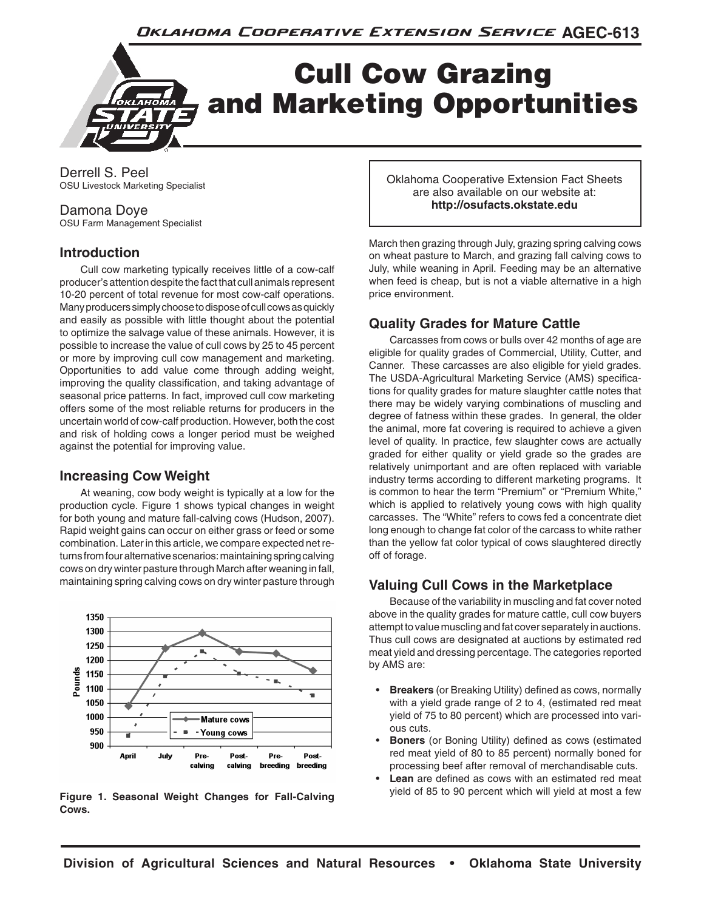# Cull Cow Grazing and Marketing Opportunities

Derrell S. Peel
OSU Livestock Marketing Specialist

Damona Doye
OSU Farm Management Specialist

Oklahoma Cooperative Extension Fact Sheets are also available on our website at: **http://osufacts.okstate.edu**

## Introduction

Cull cow marketing typically receives little of a cow-calf producer's attention despite the fact that cull animals represent 10-20 percent of total revenue for most cow-calf operations. Many producers simply choose to dispose of cull cows as quickly and easily as possible with little thought about the potential to optimize the salvage value of these animals. However, it is possible to increase the value of cull cows by 25 to 45 percent or more by improving cull cow management and marketing. Opportunities to add value come through adding weight, improving the quality classification, and taking advantage of seasonal price patterns. In fact, improved cull cow marketing offers some of the most reliable returns for producers in the uncertain world of cow-calf production. However, both the cost and risk of holding cows a longer period must be weighed against the potential for improving value.

## Increasing Cow Weight

At weaning, cow body weight is typically at a low for the production cycle. Figure 1 shows typical changes in weight for both young and mature fall-calving cows (Hudson, 2007). Rapid weight gains can occur on either grass or feed or some combination. Later in this article, we compare expected net returns from four alternative scenarios: maintaining spring calving cows on dry winter pasture through March after weaning in fall, maintaining spring calving cows on dry winter pasture through March then grazing through July, grazing spring calving cows on wheat pasture to March, and grazing fall calving cows to July, while weaning in April. Feeding may be an alternative when feed is cheap, but is not a viable alternative in a high price environment.

**Figure 1. Seasonal Weight Changes for Fall-Calving Cows.**

## Quality Grades for Mature Cattle

Carcasses from cows or bulls over 42 months of age are eligible for quality grades of Commercial, Utility, Cutter, and Canner. These carcasses are also eligible for yield grades. The USDA-Agricultural Marketing Service (AMS) specifications for quality grades for mature slaughter cattle notes that there may be widely varying combinations of muscling and degree of fatness within these grades. In general, the older the animal, more fat covering is required to achieve a given level of quality. In practice, few slaughter cows are actually graded for either quality or yield grade so the grades are relatively unimportant and are often replaced with variable industry terms according to different marketing programs. It is common to hear the term "Premium" or "Premium White," which is applied to relatively young cows with high quality carcasses. The "White" refers to cows fed a concentrate diet long enough to change fat color of the carcass to white rather than the yellow fat color typical of cows slaughtered directly off of forage.

## Valuing Cull Cows in the Marketplace

Because of the variability in muscling and fat cover noted above in the quality grades for mature cattle, cull cow buyers attempt to value muscling and fat cover separately in auctions. Thus cull cows are designated at auctions by estimated red meat yield and dressing percentage. The categories reported by AMS are:

- **Breakers** (or Breaking Utility) defined as cows, normally with a yield grade range of 2 to 4, (estimated red meat yield of 75 to 80 percent) which are processed into various cuts.
- **Boners** (or Boning Utility) defined as cows (estimated red meat yield of 80 to 85 percent) normally boned for processing beef after removal of merchandisable cuts.
- **Lean** are defined as cows with an estimated red meat yield of 85 to 90 percent which will yield at most a few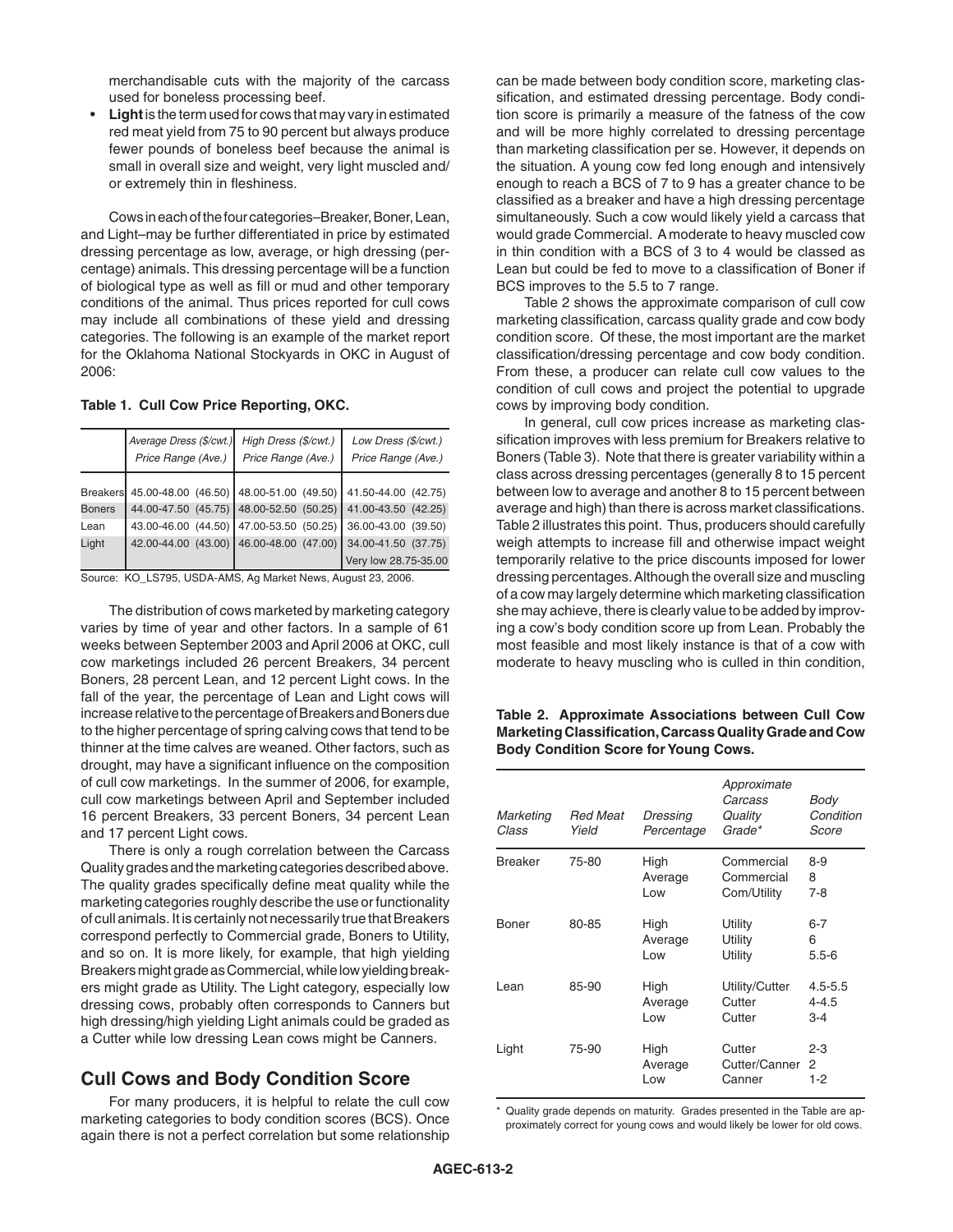merchandisable cuts with the majority of the carcass used for boneless processing beef.

- **Light** is the term used for cows that may vary in estimated red meat yield from 75 to 90 percent but always produce fewer pounds of boneless beef because the animal is small in overall size and weight, very light muscled and/or extremely thin in fleshiness.

Cows in each of the four categories–Breaker, Boner, Lean, and Light–may be further differentiated in price by estimated dressing percentage as low, average, or high dressing (percentage) animals. This dressing percentage will be a function of biological type as well as fill or mud and other temporary conditions of the animal. Thus prices reported for cull cows may include all combinations of these yield and dressing categories. The following is an example of the market report for the Oklahoma National Stockyards in OKC in August of 2006:

**Table 1. Cull Cow Price Reporting, OKC.**

| | *Average Dress ($/cwt.) Price Range (Ave.)* | *High Dress ($/cwt.) Price Range (Ave.)* | *Low Dress ($/cwt.) Price Range (Ave.)* |
|---|---|---|---|
| Breakers | 45.00-48.00 (46.50) | 48.00-51.00 (49.50) | 41.50-44.00 (42.75) |
| Boners | 44.00-47.50 (45.75) | 48.00-52.50 (50.25) | 41.00-43.50 (42.25) |
| Lean | 43.00-46.00 (44.50) | 47.00-53.50 (50.25) | 36.00-43.00 (39.50) |
| Light | 42.00-44.00 (43.00) | 46.00-48.00 (47.00) | 34.00-41.50 (37.75) |
| | | | Very low 28.75-35.00 |

Source: KO_LS795, USDA-AMS, Ag Market News, August 23, 2006.

The distribution of cows marketed by marketing category varies by time of year and other factors. In a sample of 61 weeks between September 2003 and April 2006 at OKC, cull cow marketings included 26 percent Breakers, 34 percent Boners, 28 percent Lean, and 12 percent Light cows. In the fall of the year, the percentage of Lean and Light cows will increase relative to the percentage of Breakers and Boners due to the higher percentage of spring calving cows that tend to be thinner at the time calves are weaned. Other factors, such as drought, may have a significant influence on the composition of cull cow marketings. In the summer of 2006, for example, cull cow marketings between April and September included 16 percent Breakers, 33 percent Boners, 34 percent Lean and 17 percent Light cows.

There is only a rough correlation between the Carcass Quality grades and the marketing categories described above. The quality grades specifically define meat quality while the marketing categories roughly describe the use or functionality of cull animals. It is certainly not necessarily true that Breakers correspond perfectly to Commercial grade, Boners to Utility, and so on. It is more likely, for example, that high yielding Breakers might grade as Commercial, while low yielding breakers might grade as Utility. The Light category, especially low dressing cows, probably often corresponds to Canners but high dressing/high yielding Light animals could be graded as a Cutter while low dressing Lean cows might be Canners.

## Cull Cows and Body Condition Score

For many producers, it is helpful to relate the cull cow marketing categories to body condition scores (BCS). Once again there is not a perfect correlation but some relationship can be made between body condition score, marketing classification, and estimated dressing percentage. Body condition score is primarily a measure of the fatness of the cow and will be more highly correlated to dressing percentage than marketing classification per se. However, it depends on the situation. A young cow fed long enough and intensively enough to reach a BCS of 7 to 9 has a greater chance to be classified as a breaker and have a high dressing percentage simultaneously. Such a cow would likely yield a carcass that would grade Commercial. A moderate to heavy muscled cow in thin condition with a BCS of 3 to 4 would be classed as Lean but could be fed to move to a classification of Boner if BCS improves to the 5.5 to 7 range.

Table 2 shows the approximate comparison of cull cow marketing classification, carcass quality grade and cow body condition score. Of these, the most important are the market classification/dressing percentage and cow body condition. From these, a producer can relate cull cow values to the condition of cull cows and project the potential to upgrade cows by improving body condition.

In general, cull cow prices increase as marketing classification improves with less premium for Breakers relative to Boners (Table 3). Note that there is greater variability within a class across dressing percentages (generally 8 to 15 percent between low to average and another 8 to 15 percent between average and high) than there is across market classifications. Table 2 illustrates this point. Thus, producers should carefully weigh attempts to increase fill and otherwise impact weight temporarily relative to the price discounts imposed for lower dressing percentages. Although the overall size and muscling of a cow may largely determine which marketing classification she may achieve, there is clearly value to be added by improving a cow's body condition score up from Lean. Probably the most feasible and most likely instance is that of a cow with moderate to heavy muscling who is culled in thin condition,

**Table 2. Approximate Associations between Cull Cow Marketing Classification, Carcass Quality Grade and Cow Body Condition Score for Young Cows.**

| *Marketing Class* | *Red Meat Yield* | *Dressing Percentage* | *Approximate Carcass Quality Grade\** | *Body Condition Score* |
|---|---|---|---|---|
| Breaker | 75-80 | High | Commercial | 8-9 |
| | | Average | Commercial | 8 |
| | | Low | Com/Utility | 7-8 |
| Boner | 80-85 | High | Utility | 6-7 |
| | | Average | Utility | 6 |
| | | Low | Utility | 5.5-6 |
| Lean | 85-90 | High | Utility/Cutter | 4.5-5.5 |
| | | Average | Cutter | 4-4.5 |
| | | Low | Cutter | 3-4 |
| Light | 75-90 | High | Cutter | 2-3 |
| | | Average | Cutter/Canner | 2 |
| | | Low | Canner | 1-2 |

\* Quality grade depends on maturity. Grades presented in the Table are approximately correct for young cows and would likely be lower for old cows.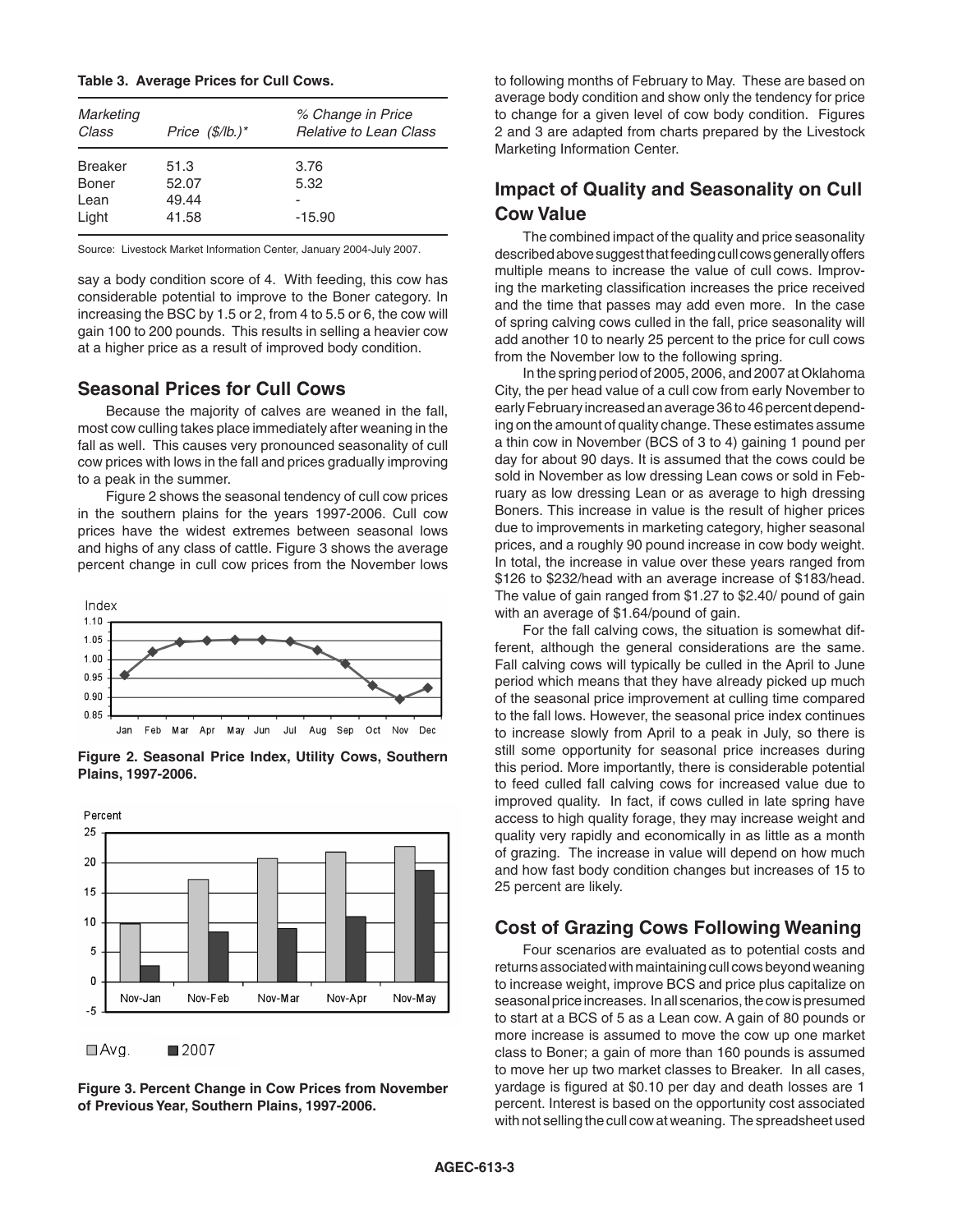**Table 3. Average Prices for Cull Cows.**

| *Marketing Class* | *Price ($/lb.)** | *% Change in Price Relative to Lean Class* |
|---|---|---|
| Breaker | 51.3 | 3.76 |
| Boner | 52.07 | 5.32 |
| Lean | 49.44 | - |
| Light | 41.58 | -15.90 |

Source: Livestock Market Information Center, January 2004-July 2007.

say a body condition score of 4. With feeding, this cow has considerable potential to improve to the Boner category. In increasing the BSC by 1.5 or 2, from 4 to 5.5 or 6, the cow will gain 100 to 200 pounds. This results in selling a heavier cow at a higher price as a result of improved body condition.

## Seasonal Prices for Cull Cows

Because the majority of calves are weaned in the fall, most cow culling takes place immediately after weaning in the fall as well. This causes very pronounced seasonality of cull cow prices with lows in the fall and prices gradually improving to a peak in the summer.

Figure 2 shows the seasonal tendency of cull cow prices in the southern plains for the years 1997-2006. Cull cow prices have the widest extremes between seasonal lows and highs of any class of cattle. Figure 3 shows the average percent change in cull cow prices from the November lows to following months of February to May. These are based on average body condition and show only the tendency for price to change for a given level of cow body condition. Figures 2 and 3 are adapted from charts prepared by the Livestock Marketing Information Center.

**Figure 2. Seasonal Price Index, Utility Cows, Southern Plains, 1997-2006.**

**Figure 3. Percent Change in Cow Prices from November of Previous Year, Southern Plains, 1997-2006.**

## Impact of Quality and Seasonality on Cull Cow Value

The combined impact of the quality and price seasonality described above suggest that feeding cull cows generally offers multiple means to increase the value of cull cows. Improving the marketing classification increases the price received and the time that passes may add even more. In the case of spring calving cows culled in the fall, price seasonality will add another 10 to nearly 25 percent to the price for cull cows from the November low to the following spring.

In the spring period of 2005, 2006, and 2007 at Oklahoma City, the per head value of a cull cow from early November to early February increased an average 36 to 46 percent depending on the amount of quality change. These estimates assume a thin cow in November (BCS of 3 to 4) gaining 1 pound per day for about 90 days. It is assumed that the cows could be sold in November as low dressing Lean cows or sold in February as low dressing Lean or as average to high dressing Boners. This increase in value is the result of higher prices due to improvements in marketing category, higher seasonal prices, and a roughly 90 pound increase in cow body weight. In total, the increase in value over these years ranged from $126 to $232/head with an average increase of $183/head. The value of gain ranged from $1.27 to $2.40/ pound of gain with an average of $1.64/pound of gain.

For the fall calving cows, the situation is somewhat different, although the general considerations are the same. Fall calving cows will typically be culled in the April to June period which means that they have already picked up much of the seasonal price improvement at culling time compared to the fall lows. However, the seasonal price index continues to increase slowly from April to a peak in July, so there is still some opportunity for seasonal price increases during this period. More importantly, there is considerable potential to feed culled fall calving cows for increased value due to improved quality. In fact, if cows culled in late spring have access to high quality forage, they may increase weight and quality very rapidly and economically in as little as a month of grazing. The increase in value will depend on how much and how fast body condition changes but increases of 15 to 25 percent are likely.

## Cost of Grazing Cows Following Weaning

Four scenarios are evaluated as to potential costs and returns associated with maintaining cull cows beyond weaning to increase weight, improve BCS and price plus capitalize on seasonal price increases. In all scenarios, the cow is presumed to start at a BCS of 5 as a Lean cow. A gain of 80 pounds or more increase is assumed to move the cow up one market class to Boner; a gain of more than 160 pounds is assumed to move her up two market classes to Breaker. In all cases, yardage is figured at $0.10 per day and death losses are 1 percent. Interest is based on the opportunity cost associated with not selling the cull cow at weaning. The spreadsheet used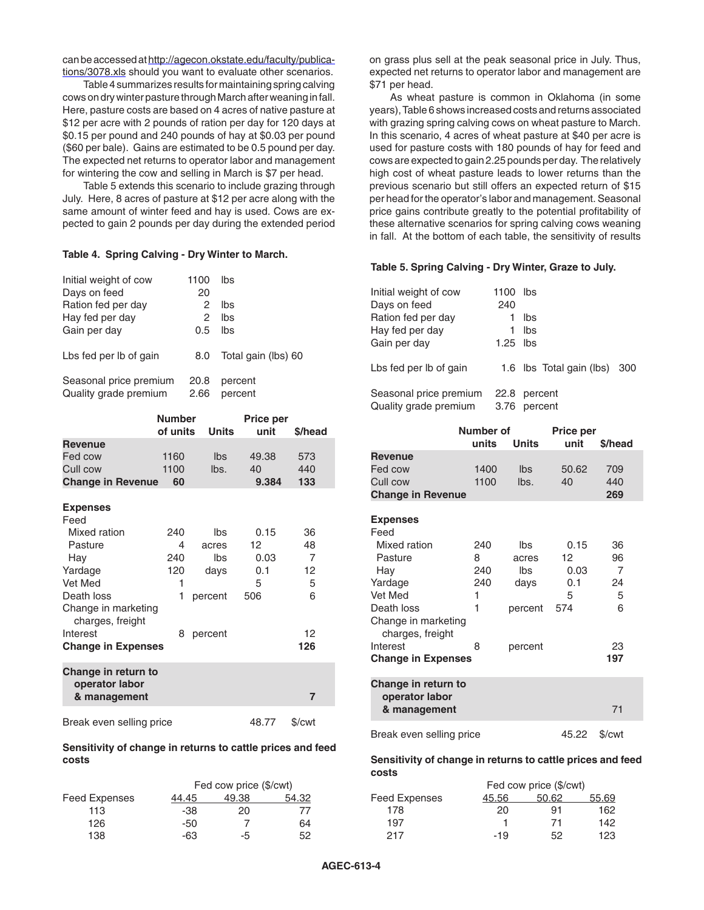can be accessed at http://agecon.okstate.edu/faculty/publications/3078.xls should you want to evaluate other scenarios.

Table 4 summarizes results for maintaining spring calving cows on dry winter pasture through March after weaning in fall. Here, pasture costs are based on 4 acres of native pasture at $12 per acre with 2 pounds of ration per day for 120 days at $0.15 per pound and 240 pounds of hay at $0.03 per pound ($60 per bale). Gains are estimated to be 0.5 pound per day. The expected net returns to operator labor and management for wintering the cow and selling in March is $7 per head.

Table 5 extends this scenario to include grazing through July. Here, 8 acres of pasture at $12 per acre along with the same amount of winter feed and hay is used. Cows are expected to gain 2 pounds per day during the extended period on grass plus sell at the peak seasonal price in July. Thus, expected net returns to operator labor and management are $71 per head.

As wheat pasture is common in Oklahoma (in some years), Table 6 shows increased costs and returns associated with grazing spring calving cows on wheat pasture to March. In this scenario, 4 acres of wheat pasture at $40 per acre is used for pasture costs with 180 pounds of hay for feed and cows are expected to gain 2.25 pounds per day. The relatively high cost of wheat pasture leads to lower returns than the previous scenario but still offers an expected return of $15 per head for the operator's labor and management. Seasonal price gains contribute greatly to the potential profitability of these alternative scenarios for spring calving cows weaning in fall. At the bottom of each table, the sensitivity of results

**Table 4. Spring Calving - Dry Winter to March.**

| | | |
|---|---|---|
| Initial weight of cow | 1100 | lbs |
| Days on feed | 20 | |
| Ration fed per day | 2 | lbs |
| Hay fed per day | 2 | lbs |
| Gain per day | 0.5 | lbs |
| Lbs fed per lb of gain | 8.0 | Total gain (lbs) 60 |
| Seasonal price premium | 20.8 | percent |
| Quality grade premium | 2.66 | percent |

| | Number of units | Units | Price per unit | $/head |
|---|---|---|---|---|
| **Revenue** | | | | |
| Fed cow | 1160 | lbs | 49.38 | 573 |
| Cull cow | 1100 | lbs. | 40 | 440 |
| **Change in Revenue** | **60** | | **9.384** | **133** |
| **Expenses** | | | | |
| Feed | | | | |
| Mixed ration | 240 | lbs | 0.15 | 36 |
| Pasture | 4 | acres | 12 | 48 |
| Hay | 240 | lbs | 0.03 | 7 |
| Yardage | 120 | days | 0.1 | 12 |
| Vet Med | 1 | | 5 | 5 |
| Death loss | 1 | percent | 506 | 6 |
| Change in marketing charges, freight | | | | |
| Interest | 8 | percent | | 12 |
| **Change in Expenses** | | | | **126** |
| **Change in return to operator labor & management** | | | | **7** |
| Break even selling price | | | 48.77 | $/cwt |

**Sensitivity of change in returns to cattle prices and feed costs**

| | Fed cow price ($/cwt) | | |
|---|---|---|---|
| Feed Expenses | 44.45 | 49.38 | 54.32 |
| 113 | -38 | 20 | 77 |
| 126 | -50 | 7 | 64 |
| 138 | -63 | -5 | 52 |

**Table 5. Spring Calving - Dry Winter, Graze to July.**

| | | |
|---|---|---|
| Initial weight of cow | 1100 | lbs |
| Days on feed | 240 | |
| Ration fed per day | 1 | lbs |
| Hay fed per day | 1 | lbs |
| Gain per day | 1.25 | lbs |
| Lbs fed per lb of gain | 1.6 | lbs Total gain (lbs) 300 |
| Seasonal price premium | 22.8 | percent |
| Quality grade premium | 3.76 | percent |

| | Number of units | Units | Price per unit | $/head |
|---|---|---|---|---|
| **Revenue** | | | | |
| Fed cow | 1400 | lbs | 50.62 | 709 |
| Cull cow | 1100 | lbs. | 40 | 440 |
| **Change in Revenue** | | | | **269** |
| **Expenses** | | | | |
| Feed | | | | |
| Mixed ration | 240 | lbs | 0.15 | 36 |
| Pasture | 8 | acres | 12 | 96 |
| Hay | 240 | lbs | 0.03 | 7 |
| Yardage | 240 | days | 0.1 | 24 |
| Vet Med | 1 | | 5 | 5 |
| Death loss | 1 | percent | 574 | 6 |
| Change in marketing charges, freight | | | | |
| Interest | 8 | percent | | 23 |
| **Change in Expenses** | | | | **197** |
| **Change in return to operator labor & management** | | | | 71 |
| Break even selling price | | | 45.22 | $/cwt |

**Sensitivity of change in returns to cattle prices and feed costs**

| | Fed cow price ($/cwt) | | |
|---|---|---|---|
| Feed Expenses | 45.56 | 50.62 | 55.69 |
| 178 | 20 | 91 | 162 |
| 197 | 1 | 71 | 142 |
| 217 | -19 | 52 | 123 |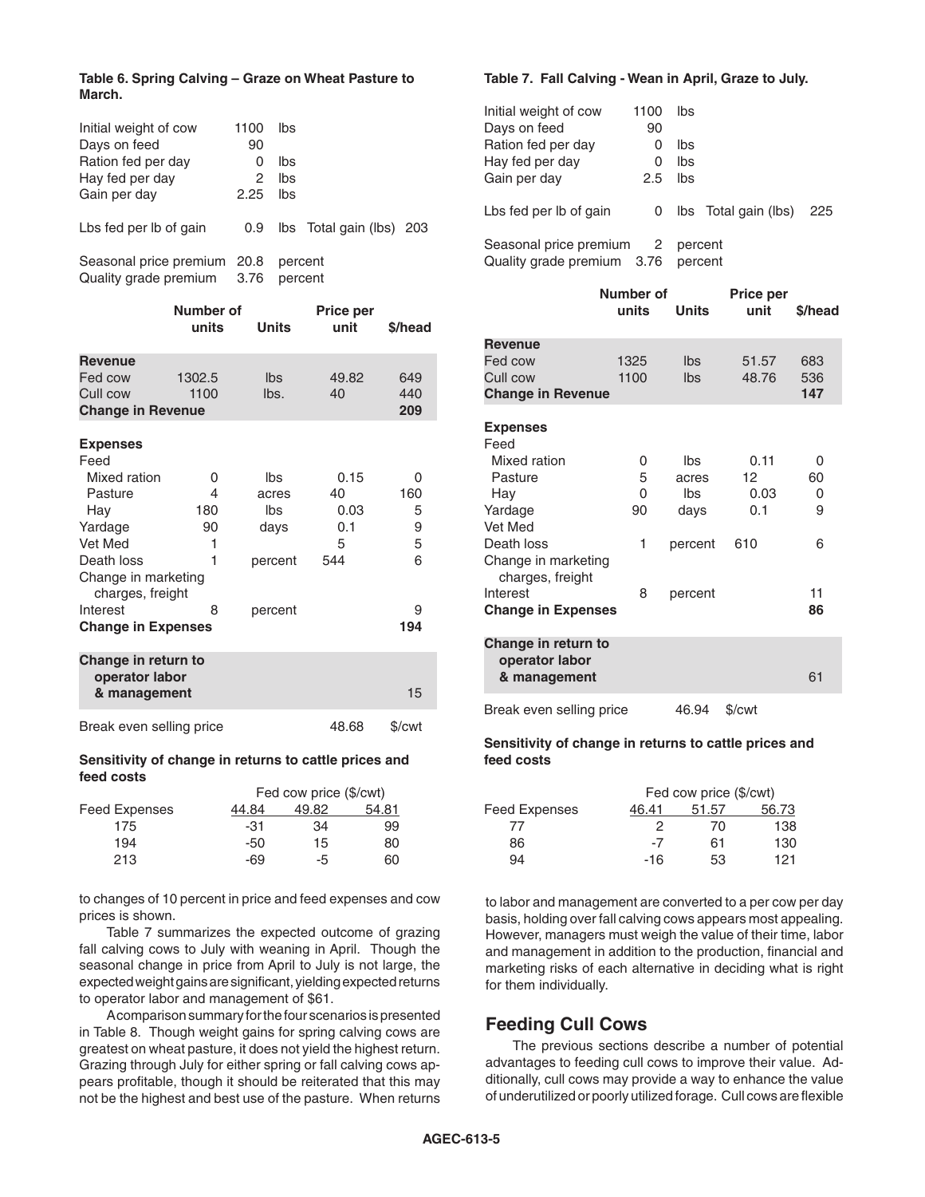**Table 6. Spring Calving – Graze on Wheat Pasture to March.**

| | | | | |
|---|---|---|---|---|
| Initial weight of cow | 1100 | lbs | | |
| Days on feed | 90 | | | |
| Ration fed per day | 0 | lbs | | |
| Hay fed per day | 2 | lbs | | |
| Gain per day | 2.25 | lbs | | |
| Lbs fed per lb of gain | 0.9 | lbs | Total gain (lbs) | 203 |
| Seasonal price premium | 20.8 | percent | | |
| Quality grade premium | 3.76 | percent | | |

| | Number of units | Units | Price per unit | $/head |
|---|---|---|---|---|
| **Revenue** | | | | |
| Fed cow | 1302.5 | lbs | 49.82 | 649 |
| Cull cow | 1100 | lbs. | 40 | 440 |
| **Change in Revenue** | | | | **209** |
| **Expenses** | | | | |
| Feed | | | | |
| Mixed ration | 0 | lbs | 0.15 | 0 |
| Pasture | 4 | acres | 40 | 160 |
| Hay | 180 | lbs | 0.03 | 5 |
| Yardage | 90 | days | 0.1 | 9 |
| Vet Med | 1 | | 5 | 5 |
| Death loss | 1 | percent | 544 | 6 |
| Change in marketing charges, freight | | | | |
| Interest | 8 | percent | | 9 |
| **Change in Expenses** | | | | **194** |
| **Change in return to operator labor & management** | | | | 15 |
| Break even selling price | | | 48.68 | $/cwt |

**Sensitivity of change in returns to cattle prices and feed costs**

| | Fed cow price ($/cwt) | | |
|---|---|---|---|
| Feed Expenses | 44.84 | 49.82 | 54.81 |
| 175 | -31 | 34 | 99 |
| 194 | -50 | 15 | 80 |
| 213 | -69 | -5 | 60 |

to changes of 10 percent in price and feed expenses and cow prices is shown.

Table 7 summarizes the expected outcome of grazing fall calving cows to July with weaning in April. Though the seasonal change in price from April to July is not large, the expected weight gains are significant, yielding expected returns to operator labor and management of $61.

A comparison summary for the four scenarios is presented in Table 8. Though weight gains for spring calving cows are greatest on wheat pasture, it does not yield the highest return. Grazing through July for either spring or fall calving cows appears profitable, though it should be reiterated that this may not be the highest and best use of the pasture. When returns to labor and management are converted to a per cow per day basis, holding over fall calving cows appears most appealing. However, managers must weigh the value of their time, labor and management in addition to the production, financial and marketing risks of each alternative in deciding what is right for them individually.

**Table 7. Fall Calving - Wean in April, Graze to July.**

| | | | | |
|---|---|---|---|---|
| Initial weight of cow | 1100 | lbs | | |
| Days on feed | 90 | | | |
| Ration fed per day | 0 | lbs | | |
| Hay fed per day | 0 | lbs | | |
| Gain per day | 2.5 | lbs | | |
| Lbs fed per lb of gain | 0 | lbs | Total gain (lbs) | 225 |
| Seasonal price premium | 2 | percent | | |
| Quality grade premium | 3.76 | percent | | |

| | Number of units | Units | Price per unit | $/head |
|---|---|---|---|---|
| **Revenue** | | | | |
| Fed cow | 1325 | lbs | 51.57 | 683 |
| Cull cow | 1100 | lbs | 48.76 | 536 |
| **Change in Revenue** | | | | **147** |
| **Expenses** | | | | |
| Feed | | | | |
| Mixed ration | 0 | lbs | 0.11 | 0 |
| Pasture | 5 | acres | 12 | 60 |
| Hay | 0 | lbs | 0.03 | 0 |
| Yardage | 90 | days | 0.1 | 9 |
| Vet Med | | | | |
| Death loss | 1 | percent | 610 | 6 |
| Change in marketing charges, freight | | | | |
| Interest | 8 | percent | | 11 |
| **Change in Expenses** | | | | **86** |
| **Change in return to operator labor & management** | | | | 61 |
| Break even selling price | | 46.94 | $/cwt | |

**Sensitivity of change in returns to cattle prices and feed costs**

| | Fed cow price ($/cwt) | | |
|---|---|---|---|
| Feed Expenses | 46.41 | 51.57 | 56.73 |
| 77 | 2 | 70 | 138 |
| 86 | -7 | 61 | 130 |
| 94 | -16 | 53 | 121 |

## Feeding Cull Cows

The previous sections describe a number of potential advantages to feeding cull cows to improve their value. Additionally, cull cows may provide a way to enhance the value of underutilized or poorly utilized forage. Cull cows are flexible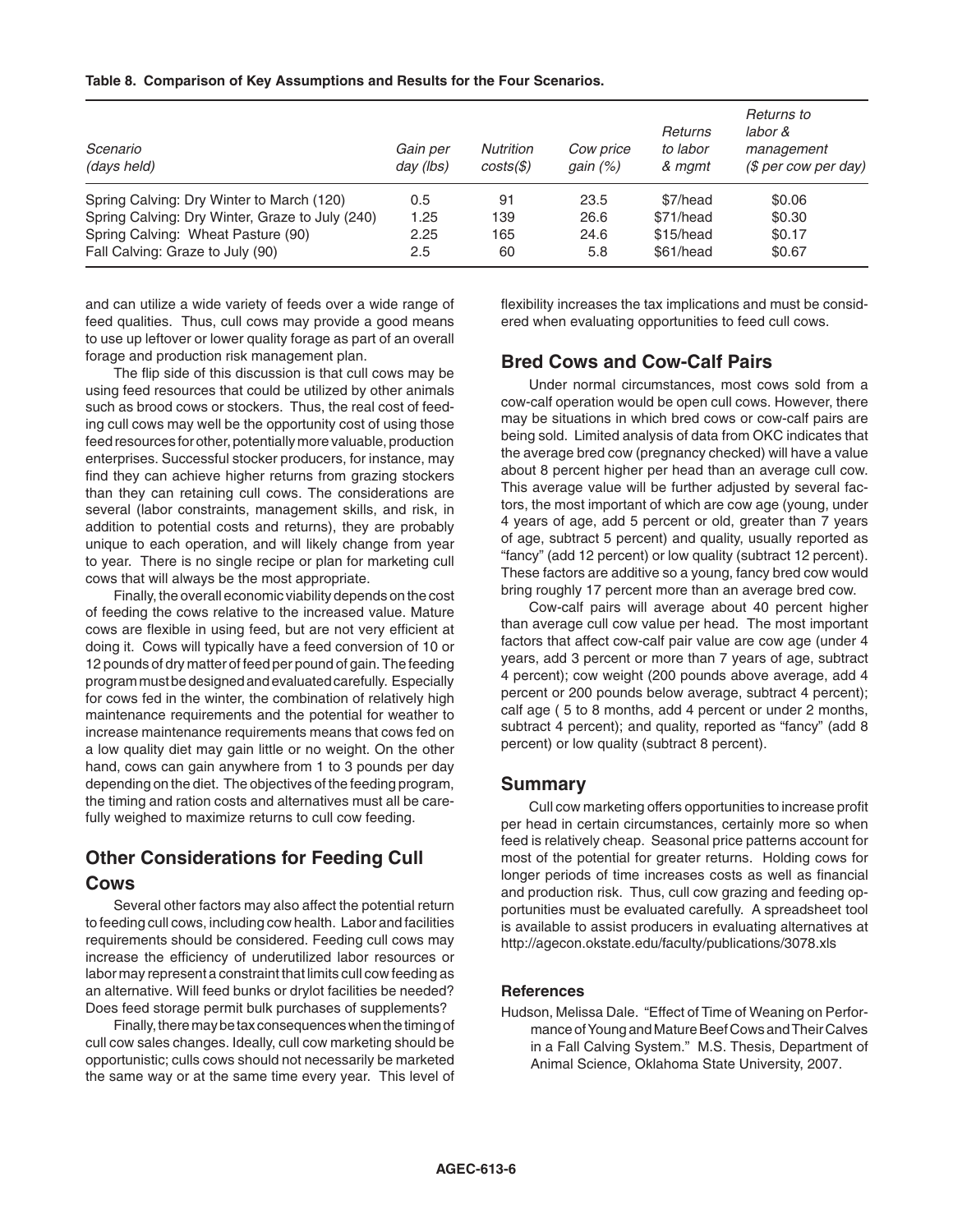**Table 8. Comparison of Key Assumptions and Results for the Four Scenarios.**

| *Scenario (days held)* | *Gain per day (lbs)* | *Nutrition costs($)* | *Cow price gain (%)* | *Returns to labor & mgmt* | *Returns to labor & management ($ per cow per day)* |
|---|---|---|---|---|---|
| Spring Calving: Dry Winter to March (120) | 0.5 | 91 | 23.5 | $7/head | $0.06 |
| Spring Calving: Dry Winter, Graze to July (240) | 1.25 | 139 | 26.6 | $71/head | $0.30 |
| Spring Calving: Wheat Pasture (90) | 2.25 | 165 | 24.6 | $15/head | $0.17 |
| Fall Calving: Graze to July (90) | 2.5 | 60 | 5.8 | $61/head | $0.67 |

and can utilize a wide variety of feeds over a wide range of feed qualities. Thus, cull cows may provide a good means to use up leftover or lower quality forage as part of an overall forage and production risk management plan.

The flip side of this discussion is that cull cows may be using feed resources that could be utilized by other animals such as brood cows or stockers. Thus, the real cost of feeding cull cows may well be the opportunity cost of using those feed resources for other, potentially more valuable, production enterprises. Successful stocker producers, for instance, may find they can achieve higher returns from grazing stockers than they can retaining cull cows. The considerations are several (labor constraints, management skills, and risk, in addition to potential costs and returns), they are probably unique to each operation, and will likely change from year to year. There is no single recipe or plan for marketing cull cows that will always be the most appropriate.

Finally, the overall economic viability depends on the cost of feeding the cows relative to the increased value. Mature cows are flexible in using feed, but are not very efficient at doing it. Cows will typically have a feed conversion of 10 or 12 pounds of dry matter of feed per pound of gain. The feeding program must be designed and evaluated carefully. Especially for cows fed in the winter, the combination of relatively high maintenance requirements and the potential for weather to increase maintenance requirements means that cows fed on a low quality diet may gain little or no weight. On the other hand, cows can gain anywhere from 1 to 3 pounds per day depending on the diet. The objectives of the feeding program, the timing and ration costs and alternatives must all be carefully weighed to maximize returns to cull cow feeding.

## Other Considerations for Feeding Cull Cows

Several other factors may also affect the potential return to feeding cull cows, including cow health. Labor and facilities requirements should be considered. Feeding cull cows may increase the efficiency of underutilized labor resources or labor may represent a constraint that limits cull cow feeding as an alternative. Will feed bunks or drylot facilities be needed? Does feed storage permit bulk purchases of supplements?

Finally, there may be tax consequences when the timing of cull cow sales changes. Ideally, cull cow marketing should be opportunistic; culls cows should not necessarily be marketed the same way or at the same time every year. This level of flexibility increases the tax implications and must be considered when evaluating opportunities to feed cull cows.

## Bred Cows and Cow-Calf Pairs

Under normal circumstances, most cows sold from a cow-calf operation would be open cull cows. However, there may be situations in which bred cows or cow-calf pairs are being sold. Limited analysis of data from OKC indicates that the average bred cow (pregnancy checked) will have a value about 8 percent higher per head than an average cull cow. This average value will be further adjusted by several factors, the most important of which are cow age (young, under 4 years of age, add 5 percent or old, greater than 7 years of age, subtract 5 percent) and quality, usually reported as "fancy" (add 12 percent) or low quality (subtract 12 percent). These factors are additive so a young, fancy bred cow would bring roughly 17 percent more than an average bred cow.

Cow-calf pairs will average about 40 percent higher than average cull cow value per head. The most important factors that affect cow-calf pair value are cow age (under 4 years, add 3 percent or more than 7 years of age, subtract 4 percent); cow weight (200 pounds above average, add 4 percent or 200 pounds below average, subtract 4 percent); calf age ( 5 to 8 months, add 4 percent or under 2 months, subtract 4 percent); and quality, reported as "fancy" (add 8 percent) or low quality (subtract 8 percent).

## Summary

Cull cow marketing offers opportunities to increase profit per head in certain circumstances, certainly more so when feed is relatively cheap. Seasonal price patterns account for most of the potential for greater returns. Holding cows for longer periods of time increases costs as well as financial and production risk. Thus, cull cow grazing and feeding opportunities must be evaluated carefully. A spreadsheet tool is available to assist producers in evaluating alternatives at http://agecon.okstate.edu/faculty/publications/3078.xls

### References

Hudson, Melissa Dale. "Effect of Time of Weaning on Performance of Young and Mature Beef Cows and Their Calves in a Fall Calving System." M.S. Thesis, Department of Animal Science, Oklahoma State University, 2007.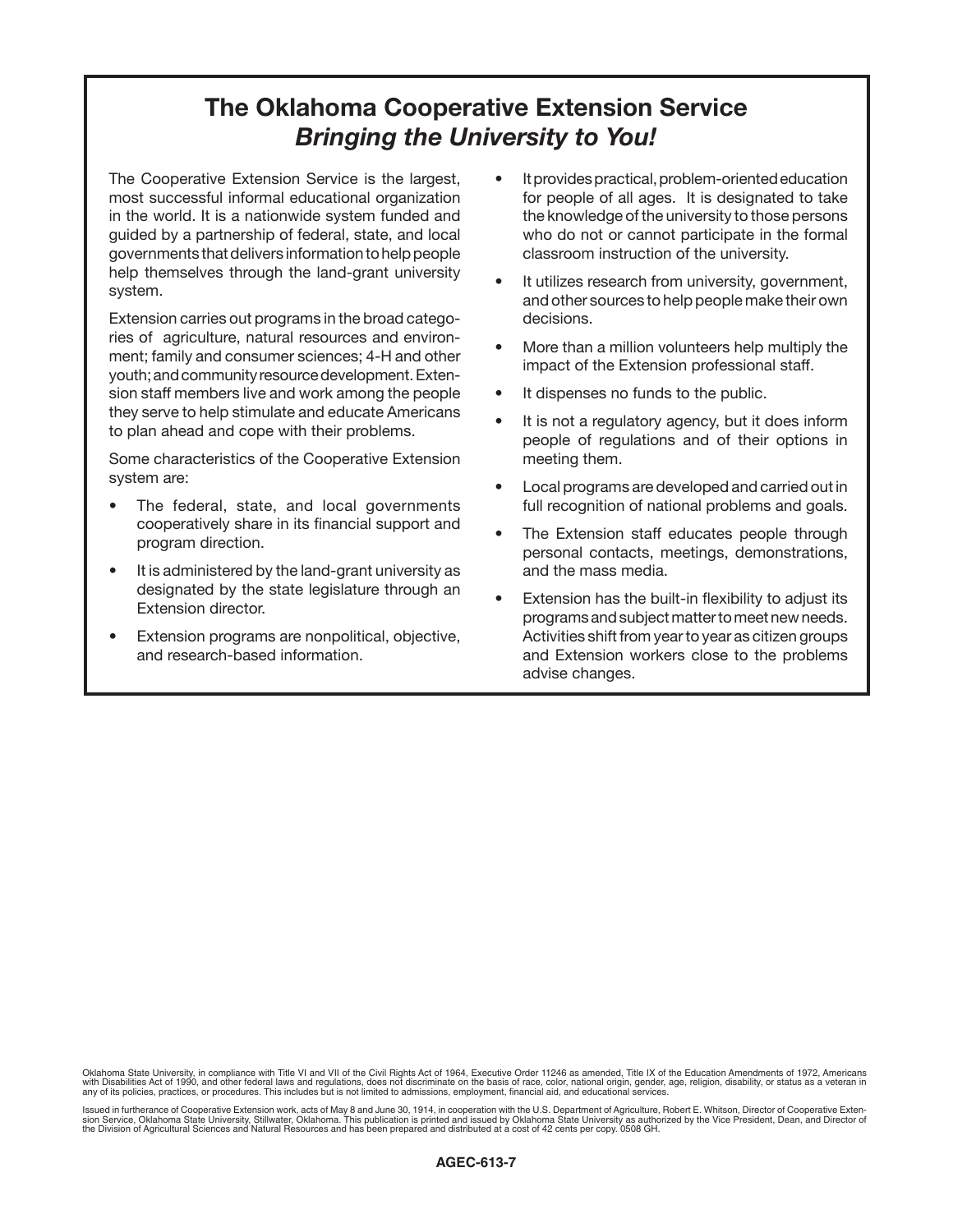# The Oklahoma Cooperative Extension Service
## *Bringing the University to You!*

The Cooperative Extension Service is the largest, most successful informal educational organization in the world. It is a nationwide system funded and guided by a partnership of federal, state, and local governments that delivers information to help people help themselves through the land-grant university system.

Extension carries out programs in the broad categories of agriculture, natural resources and environment; family and consumer sciences; 4-H and other youth; and community resource development. Extension staff members live and work among the people they serve to help stimulate and educate Americans to plan ahead and cope with their problems.

Some characteristics of the Cooperative Extension system are:

- The federal, state, and local governments cooperatively share in its financial support and program direction.
- It is administered by the land-grant university as designated by the state legislature through an Extension director.
- Extension programs are nonpolitical, objective, and research-based information.
- It provides practical, problem-oriented education for people of all ages. It is designated to take the knowledge of the university to those persons who do not or cannot participate in the formal classroom instruction of the university.
- It utilizes research from university, government, and other sources to help people make their own decisions.
- More than a million volunteers help multiply the impact of the Extension professional staff.
- It dispenses no funds to the public.
- It is not a regulatory agency, but it does inform people of regulations and of their options in meeting them.
- Local programs are developed and carried out in full recognition of national problems and goals.
- The Extension staff educates people through personal contacts, meetings, demonstrations, and the mass media.
- Extension has the built-in flexibility to adjust its programs and subject matter to meet new needs. Activities shift from year to year as citizen groups and Extension workers close to the problems advise changes.

Oklahoma State University, in compliance with Title VI and VII of the Civil Rights Act of 1964, Executive Order 11246 as amended, Title IX of the Education Amendments of 1972, Americans with Disabilities Act of 1990, and other federal laws and regulations, does not discriminate on the basis of race, color, national origin, gender, age, religion, disability, or status as a veteran in any of its policies, practices, or procedures. This includes but is not limited to admissions, employment, financial aid, and educational services.

Issued in furtherance of Cooperative Extension work, acts of May 8 and June 30, 1914, in cooperation with the U.S. Department of Agriculture, Robert E. Whitson, Director of Cooperative Extension Service, Oklahoma State University, Stillwater, Oklahoma. This publication is printed and issued by Oklahoma State University as authorized by the Vice President, Dean, and Director of the Division of Agricultural Sciences and Natural Resources and has been prepared and distributed at a cost of 42 cents per copy. 0508 GH.

**AGEC-613-7**